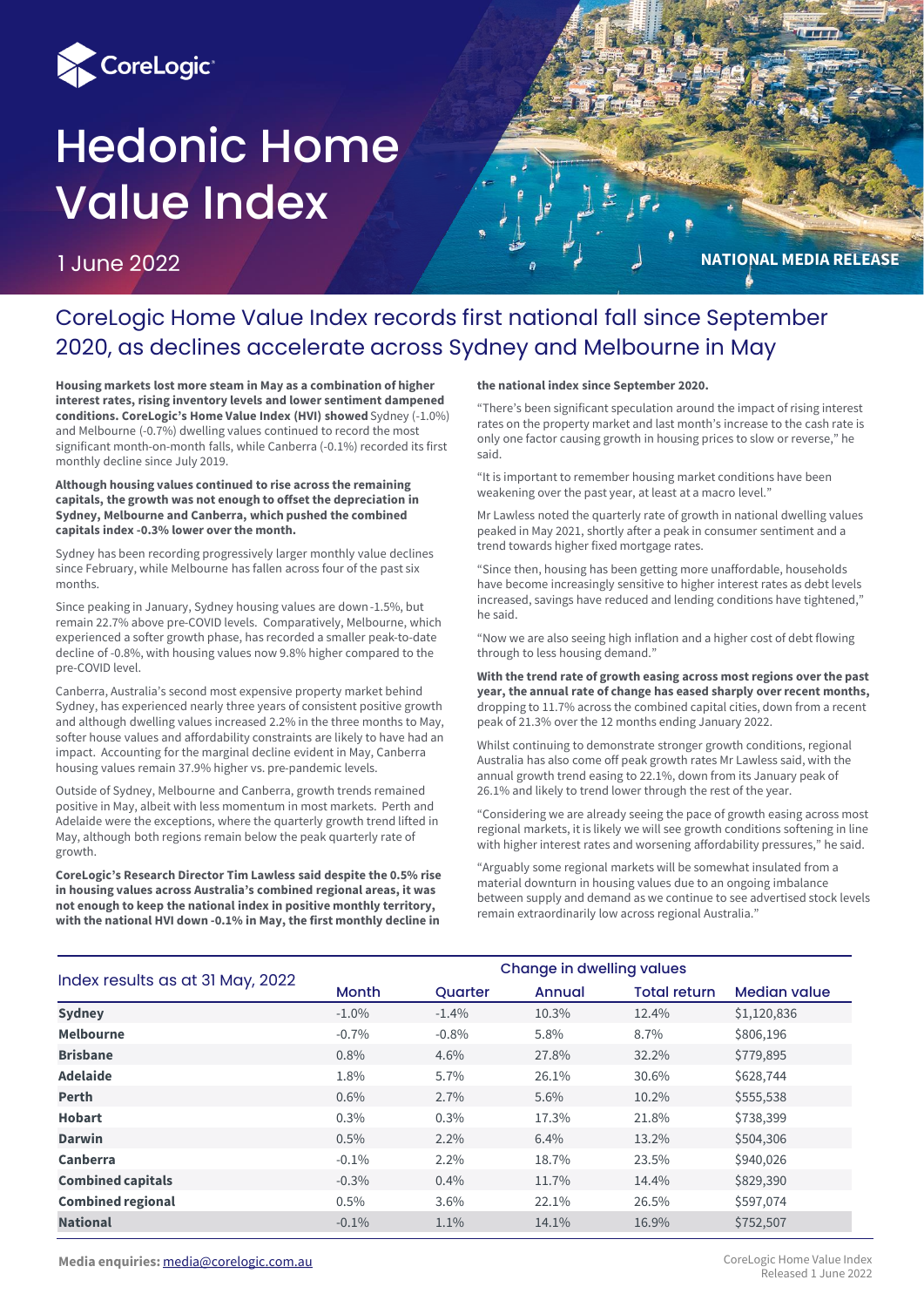# Hedonic Home Value Index

1 June 2022

NATIONAL MEDIA RELEASE

## CoreLogic Home Value Index records first national fall since September 2020, as declines accelerate across Sydney and Melbourne in May

**Housing markets lost more steam in May as a combination of higher interest rates, rising inventory levels and lower sentiment dampened conditions. CoreLogic's Home Value Index (HVI) showed** Sydney (-1.0%) and Melbourne (-0.7%) dwelling values continued to record the most significant month-on-month falls, while Canberra (-0.1%) recorded its first monthly decline since July 2019.

**Although housing values continued to rise across the remaining capitals, the growth was not enough to offset the depreciation in Sydney, Melbourne and Canberra, which pushed the combined capitals index -0.3% lower over the month.**

Sydney has been recording progressively larger monthly value declines since February, while Melbourne has fallen across four of the past six months.

Since peaking in January, Sydney housing values are down -1.5%, but remain 22.7% above pre-COVID levels. Comparatively, Melbourne, which experienced a softer growth phase, has recorded a smaller peak-to-date decline of -0.8%, with housing values now 9.8% higher compared to the pre-COVID level.

Canberra, Australia's second most expensive property market behind Sydney, has experienced nearly three years of consistent positive growth and although dwelling values increased 2.2% in the three months to May, softer house values and affordability constraints are likely to have had an impact. Accounting for the marginal decline evident in May, Canberra housing values remain 37.9% higher vs. pre-pandemic levels.

Outside of Sydney, Melbourne and Canberra, growth trends remained positive in May, albeit with less momentum in most markets. Perth and Adelaide were the exceptions, where the quarterly growth trend lifted in May, although both regions remain below the peak quarterly rate of growth.

**CoreLogic's Research Director Tim Lawless said despite the 0.5% rise in housing values across Australia's combined regional areas, it was not enough to keep the national index in positive monthly territory, with the national HVI down -0.1% in May, the first monthly decline in the national index since September 2020.**

"There's been significant speculation around the impact of rising interest rates on the property market and last month's increase to the cash rate is only one factor causing growth in housing prices to slow or reverse," he said.

"It is important to remember housing market conditions have been weakening over the past year, at least at a macro level."

Mr Lawless noted the quarterly rate of growth in national dwelling values peaked in May 2021, shortly after a peak in consumer sentiment and a trend towards higher fixed mortgage rates.

"Since then, housing has been getting more unaffordable, households have become increasingly sensitive to higher interest rates as debt levels increased, savings have reduced and lending conditions have tightened," he said.

"Now we are also seeing high inflation and a higher cost of debt flowing through to less housing demand."

**With the trend rate of growth easing across most regions over the past year, the annual rate of change has eased sharply over recent months,** dropping to 11.7% across the combined capital cities, down from a recent peak of 21.3% over the 12 months ending January 2022.

Whilst continuing to demonstrate stronger growth conditions, regional Australia has also come off peak growth rates Mr Lawless said, with the annual growth trend easing to 22.1%, down from its January peak of 26.1% and likely to trend lower through the rest of the year.

"Considering we are already seeing the pace of growth easing across most regional markets, it is likely we will see growth conditions softening in line with higher interest rates and worsening affordability pressures," he said.

"Arguably some regional markets will be somewhat insulated from a material downturn in housing values due to an ongoing imbalance between supply and demand as we continue to see advertised stock levels remain extraordinarily low across regional Australia."

| Index results as at 31 May, 2022 | Change in dwelling values | | | | |
|---|---|---|---|---|---|
| | Month | Quarter | Annual | Total return | Median value |
| **Sydney** | -1.0% | -1.4% | 10.3% | 12.4% | $1,120,836 |
| **Melbourne** | -0.7% | -0.8% | 5.8% | 8.7% | $806,196 |
| **Brisbane** | 0.8% | 4.6% | 27.8% | 32.2% | $779,895 |
| **Adelaide** | 1.8% | 5.7% | 26.1% | 30.6% | $628,744 |
| **Perth** | 0.6% | 2.7% | 5.6% | 10.2% | $555,538 |
| **Hobart** | 0.3% | 0.3% | 17.3% | 21.8% | $738,399 |
| **Darwin** | 0.5% | 2.2% | 6.4% | 13.2% | $504,306 |
| **Canberra** | -0.1% | 2.2% | 18.7% | 23.5% | $940,026 |
| **Combined capitals** | -0.3% | 0.4% | 11.7% | 14.4% | $829,390 |
| **Combined regional** | 0.5% | 3.6% | 22.1% | 26.5% | $597,074 |
| **National** | -0.1% | 1.1% | 14.1% | 16.9% | $752,507 |

**Media enquiries:** media@corelogic.com.au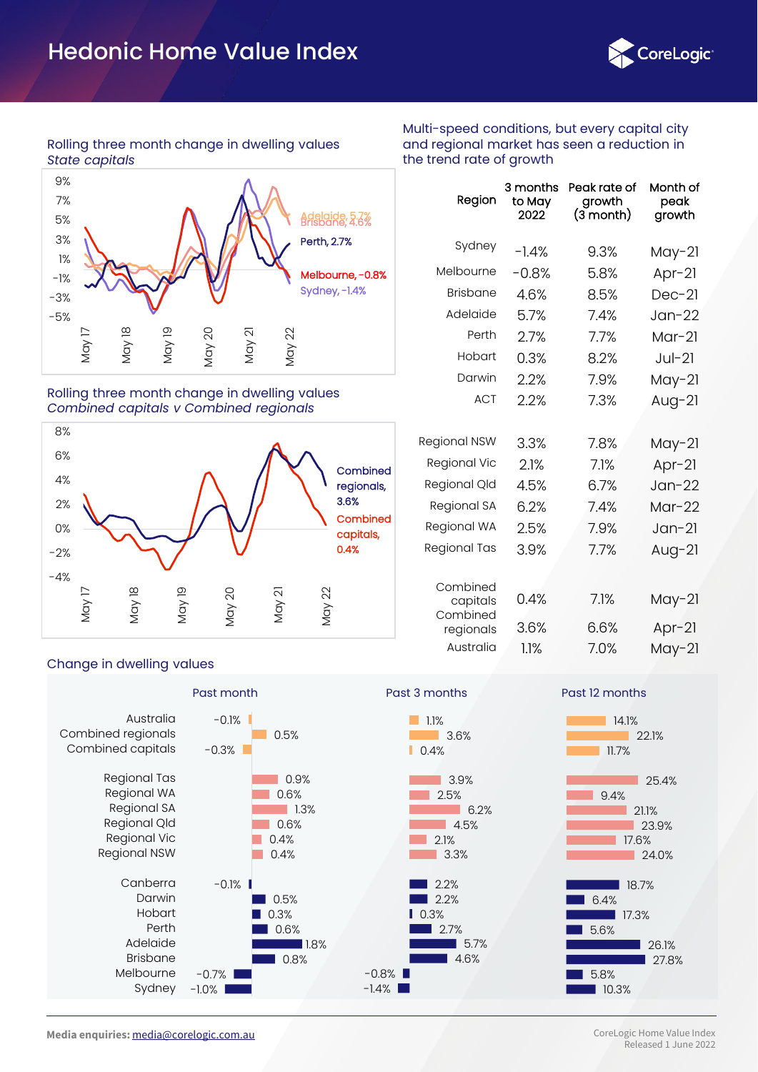# Hedonic Home Value Index

### Rolling three month change in dwelling values
*State capitals*

Adelaide, 5.7%
Brisbane, 4.6%
Perth, 2.7%
Melbourne, -0.8%
Sydney, -1.4%

### Rolling three month change in dwelling values
*Combined capitals v Combined regionals*

Combined regionals, 3.6%
Combined capitals, 0.4%

### Multi-speed conditions, but every capital city and regional market has seen a reduction in the trend rate of growth

| Region | 3 months to May 2022 | Peak rate of growth (3 month) | Month of peak growth |
|---|---|---|---|
| Sydney | -1.4% | 9.3% | May-21 |
| Melbourne | -0.8% | 5.8% | Apr-21 |
| Brisbane | 4.6% | 8.5% | Dec-21 |
| Adelaide | 5.7% | 7.4% | Jan-22 |
| Perth | 2.7% | 7.7% | Mar-21 |
| Hobart | 0.3% | 8.2% | Jul-21 |
| Darwin | 2.2% | 7.9% | May-21 |
| ACT | 2.2% | 7.3% | Aug-21 |
| Regional NSW | 3.3% | 7.8% | May-21 |
| Regional Vic | 2.1% | 7.1% | Apr-21 |
| Regional Qld | 4.5% | 6.7% | Jan-22 |
| Regional SA | 6.2% | 7.4% | Mar-22 |
| Regional WA | 2.5% | 7.9% | Jan-21 |
| Regional Tas | 3.9% | 7.7% | Aug-21 |
| Combined capitals | 0.4% | 7.1% | May-21 |
| Combined regionals | 3.6% | 6.6% | Apr-21 |
| Australia | 1.1% | 7.0% | May-21 |

### Change in dwelling values

| Region | Past month | Past 3 months | Past 12 months |
|---|---|---|---|
| Australia | -0.1% | 1.1% | 14.1% |
| Combined regionals | 0.5% | 3.6% | 22.1% |
| Combined capitals | -0.3% | 0.4% | 11.7% |
| Regional Tas | 0.9% | 3.9% | 25.4% |
| Regional WA | 0.6% | 2.5% | 9.4% |
| Regional SA | 1.3% | 6.2% | 21.1% |
| Regional Qld | 0.6% | 4.5% | 23.9% |
| Regional Vic | 0.4% | 2.1% | 17.6% |
| Regional NSW | 0.4% | 3.3% | 24.0% |
| Canberra | -0.1% | 2.2% | 18.7% |
| Darwin | 0.5% | 2.2% | 6.4% |
| Hobart | 0.3% | 0.3% | 17.3% |
| Perth | 0.6% | 2.7% | 5.6% |
| Adelaide | 1.8% | 5.7% | 26.1% |
| Brisbane | 0.8% | 4.6% | 27.8% |
| Melbourne | -0.7% | -0.8% | 5.8% |
| Sydney | -1.0% | -1.4% | 10.3% |

**Media enquiries:** media@corelogic.com.au

CoreLogic Home Value Index
Released 1 June 2022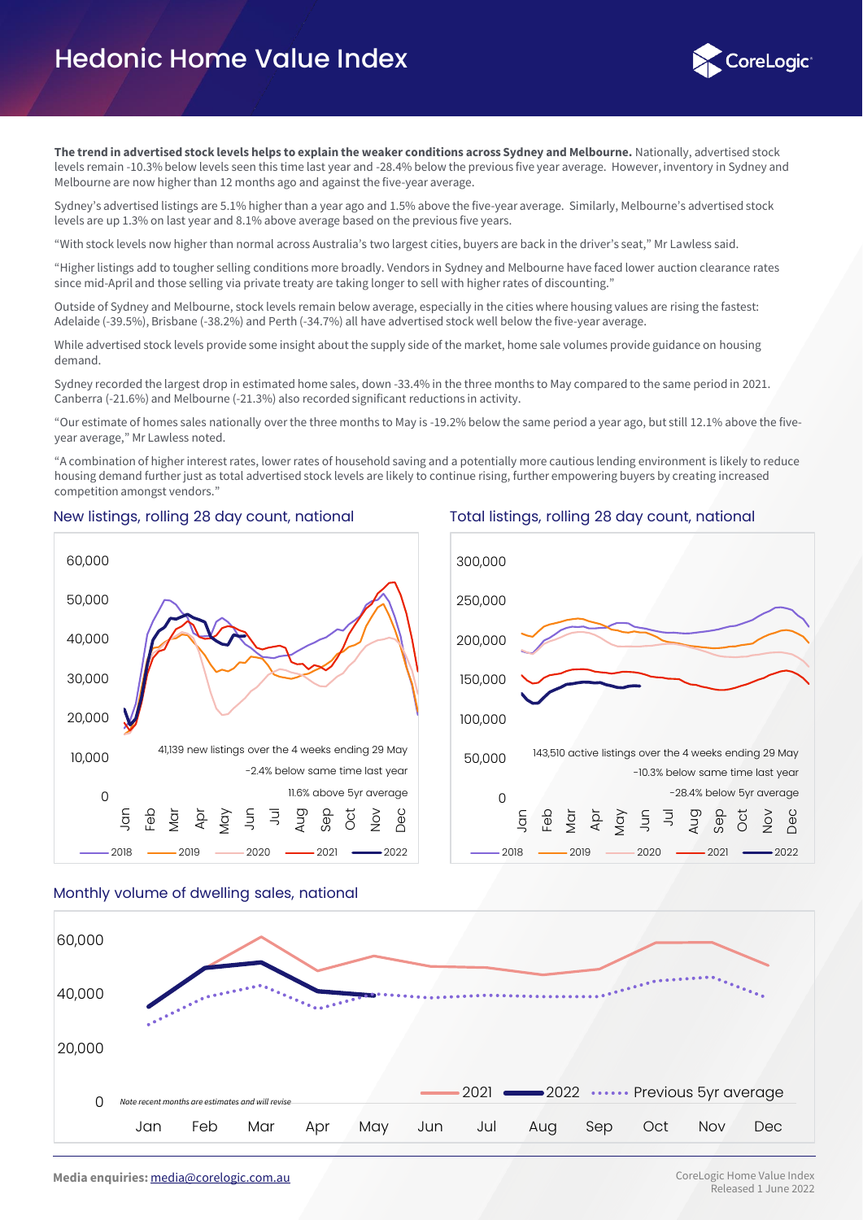# Hedonic Home Value Index

**The trend in advertised stock levels helps to explain the weaker conditions across Sydney and Melbourne.** Nationally, advertised stock levels remain -10.3% below levels seen this time last year and -28.4% below the previous five year average. However, inventory in Sydney and Melbourne are now higher than 12 months ago and against the five-year average.

Sydney's advertised listings are 5.1% higher than a year ago and 1.5% above the five-year average. Similarly, Melbourne's advertised stock levels are up 1.3% on last year and 8.1% above average based on the previous five years.

"With stock levels now higher than normal across Australia's two largest cities, buyers are back in the driver's seat," Mr Lawless said.

"Higher listings add to tougher selling conditions more broadly. Vendors in Sydney and Melbourne have faced lower auction clearance rates since mid-April and those selling via private treaty are taking longer to sell with higher rates of discounting."

Outside of Sydney and Melbourne, stock levels remain below average, especially in the cities where housing values are rising the fastest: Adelaide (-39.5%), Brisbane (-38.2%) and Perth (-34.7%) all have advertised stock well below the five-year average.

While advertised stock levels provide some insight about the supply side of the market, home sale volumes provide guidance on housing demand.

Sydney recorded the largest drop in estimated home sales, down -33.4% in the three months to May compared to the same period in 2021. Canberra (-21.6%) and Melbourne (-21.3%) also recorded significant reductions in activity.

"Our estimate of homes sales nationally over the three months to May is -19.2% below the same period a year ago, but still 12.1% above the five-year average," Mr Lawless noted.

"A combination of higher interest rates, lower rates of household saving and a potentially more cautious lending environment is likely to reduce housing demand further just as total advertised stock levels are likely to continue rising, further empowering buyers by creating increased competition amongst vendors."

## New listings, rolling 28 day count, national

41,139 new listings over the 4 weeks ending 29 May

-2.4% below same time last year

11.6% above 5yr average

## Total listings, rolling 28 day count, national

143,510 active listings over the 4 weeks ending 29 May

-10.3% below same time last year

-28.4% below 5yr average

## Monthly volume of dwelling sales, national

*Note recent months are estimates and will revise*

**Media enquiries:** media@corelogic.com.au

CoreLogic Home Value Index
Released 1 June 2022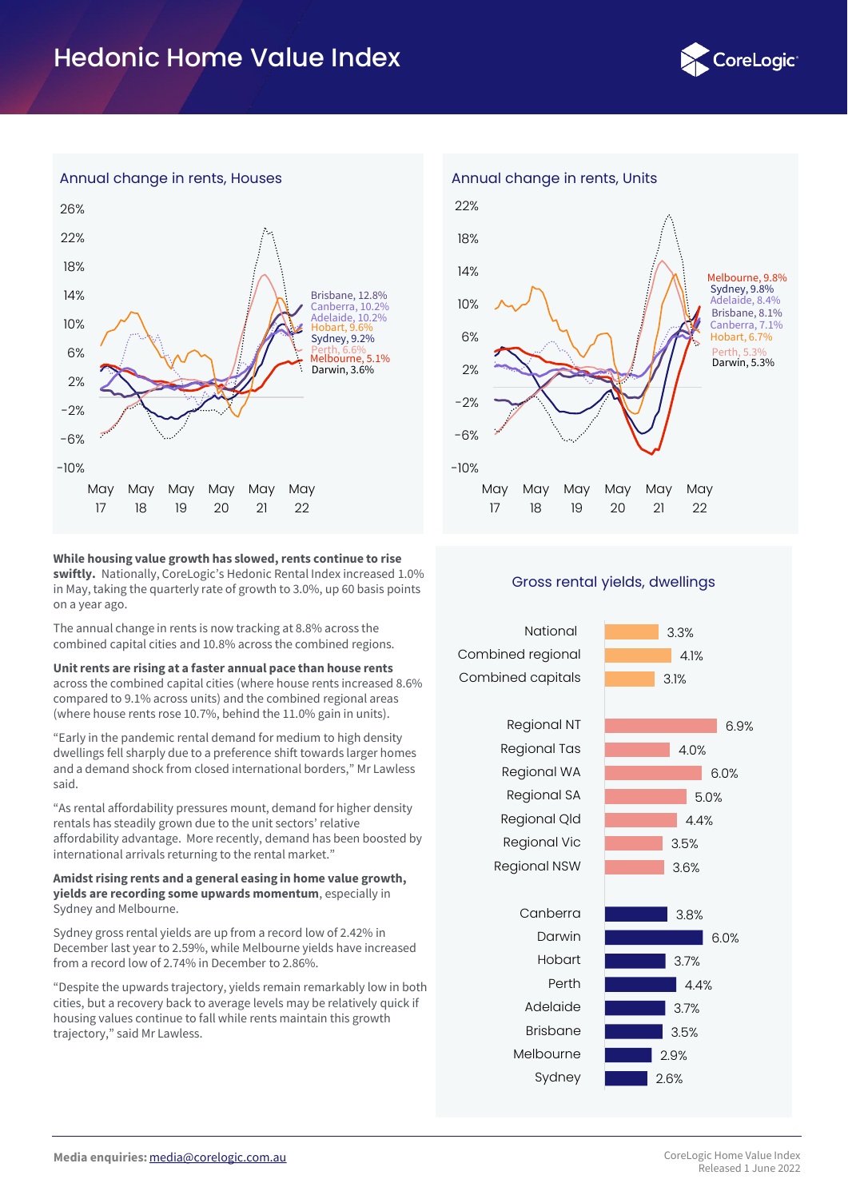# Hedonic Home Value Index

## Annual change in rents, Houses

Brisbane, 12.8%
Canberra, 10.2%
Adelaide, 10.2%
Hobart, 9.6%
Sydney, 9.2%
Perth, 6.6%
Melbourne, 5.1%
Darwin, 3.6%

## Annual change in rents, Units

Melbourne, 9.8%
Sydney, 9.8%
Adelaide, 8.4%
Brisbane, 8.1%
Canberra, 7.1%
Hobart, 6.7%
Perth, 5.3%
Darwin, 5.3%

**While housing value growth has slowed, rents continue to rise swiftly.** Nationally, CoreLogic's Hedonic Rental Index increased 1.0% in May, taking the quarterly rate of growth to 3.0%, up 60 basis points on a year ago.

The annual change in rents is now tracking at 8.8% across the combined capital cities and 10.8% across the combined regions.

**Unit rents are rising at a faster annual pace than house rents** across the combined capital cities (where house rents increased 8.6% compared to 9.1% across units) and the combined regional areas (where house rents rose 10.7%, behind the 11.0% gain in units).

"Early in the pandemic rental demand for medium to high density dwellings fell sharply due to a preference shift towards larger homes and a demand shock from closed international borders," Mr Lawless said.

"As rental affordability pressures mount, demand for higher density rentals has steadily grown due to the unit sectors' relative affordability advantage. More recently, demand has been boosted by international arrivals returning to the rental market."

**Amidst rising rents and a general easing in home value growth, yields are recording some upwards momentum**, especially in Sydney and Melbourne.

Sydney gross rental yields are up from a record low of 2.42% in December last year to 2.59%, while Melbourne yields have increased from a record low of 2.74% in December to 2.86%.

"Despite the upwards trajectory, yields remain remarkably low in both cities, but a recovery back to average levels may be relatively quick if housing values continue to fall while rents maintain this growth trajectory," said Mr Lawless.

## Gross rental yields, dwellings

| Region | Yield |
|---|---|
| National | 3.3% |
| Combined regional | 4.1% |
| Combined capitals | 3.1% |
| Regional NT | 6.9% |
| Regional Tas | 4.0% |
| Regional WA | 6.0% |
| Regional SA | 5.0% |
| Regional Qld | 4.4% |
| Regional Vic | 3.5% |
| Regional NSW | 3.6% |
| Canberra | 3.8% |
| Darwin | 6.0% |
| Hobart | 3.7% |
| Perth | 4.4% |
| Adelaide | 3.7% |
| Brisbane | 3.5% |
| Melbourne | 2.9% |
| Sydney | 2.6% |

**Media enquiries:** media@corelogic.com.au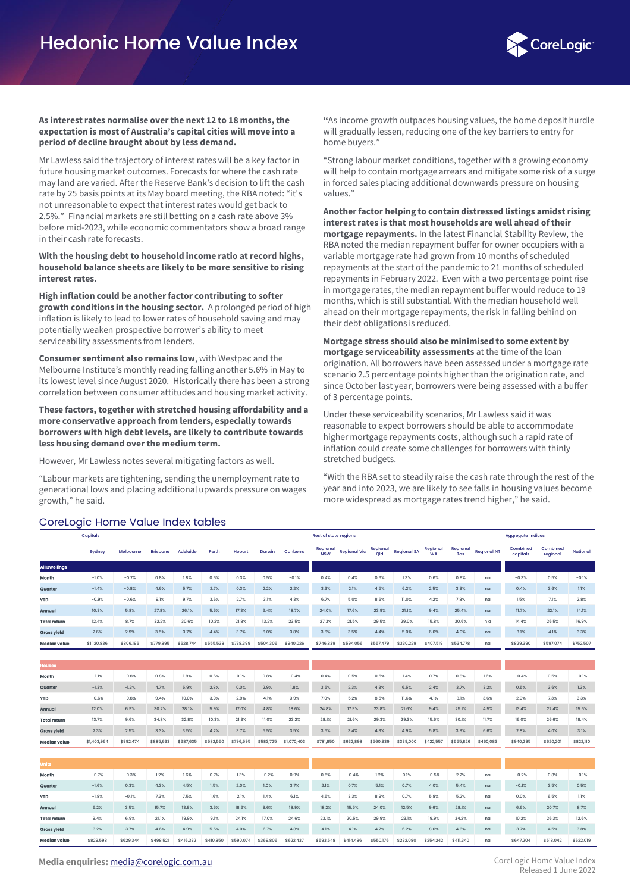# Hedonic Home Value Index

**As interest rates normalise over the next 12 to 18 months, the expectation is most of Australia's capital cities will move into a period of decline brought about by less demand.**

Mr Lawless said the trajectory of interest rates will be a key factor in future housing market outcomes. Forecasts for where the cash rate may land are varied. After the Reserve Bank's decision to lift the cash rate by 25 basis points at its May board meeting, the RBA noted: "it's not unreasonable to expect that interest rates would get back to 2.5%." Financial markets are still betting on a cash rate above 3% before mid-2023, while economic commentators show a broad range in their cash rate forecasts.

**With the housing debt to household income ratio at record highs, household balance sheets are likely to be more sensitive to rising interest rates.**

**High inflation could be another factor contributing to softer growth conditions in the housing sector.** A prolonged period of high inflation is likely to lead to lower rates of household saving and may potentially weaken prospective borrower's ability to meet serviceability assessments from lenders.

**Consumer sentiment also remains low**, with Westpac and the Melbourne Institute's monthly reading falling another 5.6% in May to its lowest level since August 2020. Historically there has been a strong correlation between consumer attitudes and housing market activity.

**These factors, together with stretched housing affordability and a more conservative approach from lenders, especially towards borrowers with high debt levels, are likely to contribute towards less housing demand over the medium term.**

However, Mr Lawless notes several mitigating factors as well.

"Labour markets are tightening, sending the unemployment rate to generational lows and placing additional upwards pressure on wages growth," he said.

"As income growth outpaces housing values, the home deposit hurdle will gradually lessen, reducing one of the key barriers to entry for home buyers."

"Strong labour market conditions, together with a growing economy will help to contain mortgage arrears and mitigate some risk of a surge in forced sales placing additional downwards pressure on housing values."

**Another factor helping to contain distressed listings amidst rising interest rates is that most households are well ahead of their mortgage repayments.** In the latest Financial Stability Review, the RBA noted the median repayment buffer for owner occupiers with a variable mortgage rate had grown from 10 months of scheduled repayments at the start of the pandemic to 21 months of scheduled repayments in February 2022. Even with a two percentage point rise in mortgage rates, the median repayment buffer would reduce to 19 months, which is still substantial. With the median household well ahead on their mortgage repayments, the risk in falling behind on their debt obligations is reduced.

**Mortgage stress should also be minimised to some extent by mortgage serviceability assessments** at the time of the loan origination. All borrowers have been assessed under a mortgage rate scenario 2.5 percentage points higher than the origination rate, and since October last year, borrowers were being assessed with a buffer of 3 percentage points.

Under these serviceability scenarios, Mr Lawless said it was reasonable to expect borrowers should be able to accommodate higher mortgage repayments costs, although such a rapid rate of inflation could create some challenges for borrowers with thinly stretched budgets.

"With the RBA set to steadily raise the cash rate through the rest of the year and into 2023, we are likely to see falls in housing values become more widespread as mortgage rates trend higher," he said.

## CoreLogic Home Value Index tables

| | Capitals | | | | | | | | Rest of state regions | | | | | | | Aggregate indices | | |
|---|---|---|---|---|---|---|---|---|---|---|---|---|---|---|---|---|---|---|
| | Sydney | Melbourne | Brisbane | Adelaide | Perth | Hobart | Darwin | Canberra | Regional NSW | Regional Vic | Regional Qld | Regional SA | Regional WA | Regional Tas | Regional NT | Combined capitals | Combined regional | National |
| **All Dwellings** | | | | | | | | | | | | | | | | | | |
| Month | -1.0% | -0.7% | 0.8% | 1.8% | 0.6% | 0.3% | 0.5% | -0.1% | 0.4% | 0.4% | 0.6% | 1.3% | 0.6% | 0.9% | na | -0.3% | 0.5% | -0.1% |
| Quarter | -1.4% | -0.8% | 4.6% | 5.7% | 2.7% | 0.3% | 2.2% | 2.2% | 3.3% | 2.1% | 4.5% | 6.2% | 2.5% | 3.9% | na | 0.4% | 3.6% | 1.1% |
| YTD | -0.9% | -0.6% | 9.1% | 9.7% | 3.6% | 2.7% | 3.1% | 4.3% | 6.7% | 5.0% | 8.6% | 11.0% | 4.2% | 7.8% | na | 1.5% | 7.1% | 2.8% |
| Annual | 10.3% | 5.8% | 27.8% | 26.1% | 5.6% | 17.3% | 6.4% | 18.7% | 24.0% | 17.6% | 23.9% | 21.1% | 9.4% | 25.4% | na | 11.7% | 22.1% | 14.1% |
| Total return | 12.4% | 8.7% | 32.2% | 30.6% | 10.2% | 21.8% | 13.2% | 23.5% | 27.3% | 21.5% | 29.5% | 29.0% | 15.8% | 30.6% | n a | 14.4% | 26.5% | 16.9% |
| Gross yield | 2.6% | 2.9% | 3.5% | 3.7% | 4.4% | 3.7% | 6.0% | 3.8% | 3.6% | 3.5% | 4.4% | 5.0% | 6.0% | 4.0% | na | 3.1% | 4.1% | 3.3% |
| Median value | $1,120,836 | $806,196 | $779,895 | $628,744 | $555,538 | $738,399 | $504,306 | $940,026 | $746,839 | $594,056 | $557,479 | $330,229 | $407,519 | $534,778 | na | $829,390 | $597,074 | $752,507 |
| **Houses** | | | | | | | | | | | | | | | | | | |
| Month | -1.1% | -0.8% | 0.8% | 1.9% | 0.6% | 0.1% | 0.8% | -0.4% | 0.4% | 0.5% | 0.5% | 1.4% | 0.7% | 0.8% | 1.6% | -0.4% | 0.5% | -0.1% |
| Quarter | -1.3% | -1.3% | 4.7% | 5.9% | 2.8% | 0.0% | 2.9% | 1.8% | 3.5% | 2.3% | 4.3% | 6.5% | 2.4% | 3.7% | 3.2% | 0.5% | 3.6% | 1.3% |
| YTD | -0.6% | -0.8% | 9.4% | 10.0% | 3.9% | 2.9% | 4.1% | 3.9% | 7.0% | 5.2% | 8.5% | 11.6% | 4.1% | 8.1% | 3.6% | 2.0% | 7.3% | 3.3% |
| Annual | 12.0% | 6.9% | 30.2% | 28.1% | 5.9% | 17.0% | 4.8% | 18.6% | 24.8% | 17.9% | 23.8% | 21.6% | 9.4% | 25.1% | 4.5% | 13.4% | 22.4% | 15.6% |
| Total return | 13.7% | 9.6% | 34.8% | 32.8% | 10.3% | 21.3% | 11.0% | 23.2% | 28.1% | 21.6% | 29.3% | 29.3% | 15.6% | 30.1% | 11.7% | 16.0% | 26.6% | 18.4% |
| Gross yield | 2.3% | 2.5% | 3.3% | 3.5% | 4.2% | 3.7% | 5.5% | 3.5% | 3.5% | 3.4% | 4.3% | 4.9% | 5.8% | 3.9% | 6.6% | 2.8% | 4.0% | 3.1% |
| Median value | $1,403,964 | $992,474 | $885,633 | $687,635 | $582,550 | $796,595 | $583,725 | $1,070,403 | $781,850 | $632,898 | $560,939 | $339,000 | $422,557 | $555,826 | $460,083 | $940,295 | $620,201 | $822,110 |
| **Units** | | | | | | | | | | | | | | | | | | |
| Month | -0.7% | -0.3% | 1.2% | 1.6% | 0.7% | 1.3% | -0.2% | 0.9% | 0.5% | -0.4% | 1.2% | 0.1% | -0.5% | 2.2% | na | -0.2% | 0.8% | -0.1% |
| Quarter | -1.6% | 0.3% | 4.3% | 4.5% | 1.5% | 2.0% | 1.0% | 3.7% | 2.1% | 0.7% | 5.1% | 0.7% | 4.0% | 5.4% | na | -0.1% | 3.5% | 0.5% |
| YTD | -1.8% | -0.1% | 7.3% | 7.5% | 1.6% | 2.1% | 1.4% | 6.1% | 4.5% | 3.3% | 8.9% | 0.7% | 5.8% | 5.2% | na | 0.0% | 6.5% | 1.1% |
| Annual | 6.2% | 3.5% | 15.7% | 13.9% | 3.6% | 18.6% | 9.6% | 18.9% | 18.2% | 15.5% | 24.0% | 12.5% | 9.6% | 28.1% | na | 6.6% | 20.7% | 8.7% |
| Total return | 9.4% | 6.9% | 21.1% | 19.9% | 9.1% | 24.1% | 17.0% | 24.6% | 23.1% | 20.5% | 29.9% | 23.1% | 19.9% | 34.2% | na | 10.2% | 26.3% | 12.6% |
| Gross yield | 3.2% | 3.7% | 4.6% | 4.9% | 5.5% | 4.0% | 6.7% | 4.8% | 4.1% | 4.1% | 4.7% | 6.2% | 8.0% | 4.6% | na | 3.7% | 4.5% | 3.8% |
| Median value | $829,598 | $629,344 | $498,521 | $416,332 | $410,850 | $590,074 | $369,806 | $622,437 | $593,548 | $414,486 | $550,176 | $232,080 | $254,242 | $411,340 | na | $647,204 | $518,042 | $622,019 |

**Media enquiries:** media@corelogic.com.au

CoreLogic Home Value Index
Released 1 June 2022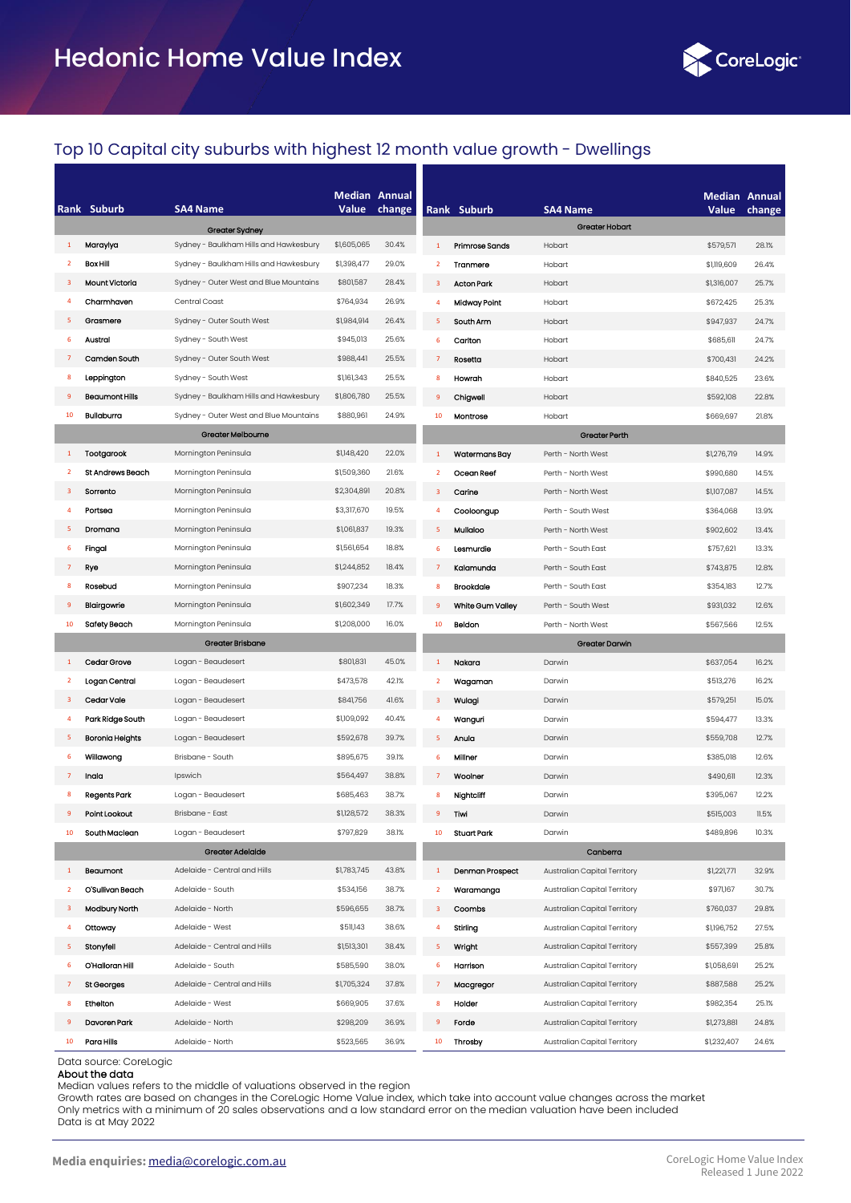# Hedonic Home Value Index

## Top 10 Capital city suburbs with highest 12 month value growth - Dwellings

| Rank | Suburb | SA4 Name | Median Value | Annual change |
|---|---|---|---|---|
| | | **Greater Sydney** | | |
| 1 | Maraylya | Sydney - Baulkham Hills and Hawkesbury | $1,605,065 | 30.4% |
| 2 | Box Hill | Sydney - Baulkham Hills and Hawkesbury | $1,398,477 | 29.0% |
| 3 | Mount Victoria | Sydney - Outer West and Blue Mountains | $801,587 | 28.4% |
| 4 | Charmhaven | Central Coast | $764,934 | 26.9% |
| 5 | Grasmere | Sydney - Outer South West | $1,984,914 | 26.4% |
| 6 | Austral | Sydney - South West | $945,013 | 25.6% |
| 7 | Camden South | Sydney - Outer South West | $988,441 | 25.5% |
| 8 | Leppington | Sydney - South West | $1,161,343 | 25.5% |
| 9 | Beaumont Hills | Sydney - Baulkham Hills and Hawkesbury | $1,806,780 | 25.5% |
| 10 | Bullaburra | Sydney - Outer West and Blue Mountains | $880,961 | 24.9% |
| | | **Greater Melbourne** | | |
| 1 | Tootgarook | Mornington Peninsula | $1,148,420 | 22.0% |
| 2 | St Andrews Beach | Mornington Peninsula | $1,509,360 | 21.6% |
| 3 | Sorrento | Mornington Peninsula | $2,304,891 | 20.8% |
| 4 | Portsea | Mornington Peninsula | $3,317,670 | 19.5% |
| 5 | Dromana | Mornington Peninsula | $1,061,837 | 19.3% |
| 6 | Fingal | Mornington Peninsula | $1,561,654 | 18.8% |
| 7 | Rye | Mornington Peninsula | $1,244,852 | 18.4% |
| 8 | Rosebud | Mornington Peninsula | $907,234 | 18.3% |
| 9 | Blairgowrie | Mornington Peninsula | $1,602,349 | 17.7% |
| 10 | Safety Beach | Mornington Peninsula | $1,208,000 | 16.0% |
| | | **Greater Brisbane** | | |
| 1 | Cedar Grove | Logan - Beaudesert | $801,831 | 45.0% |
| 2 | Logan Central | Logan - Beaudesert | $473,578 | 42.1% |
| 3 | Cedar Vale | Logan - Beaudesert | $841,756 | 41.6% |
| 4 | Park Ridge South | Logan - Beaudesert | $1,109,092 | 40.4% |
| 5 | Boronia Heights | Logan - Beaudesert | $592,678 | 39.7% |
| 6 | Willawong | Brisbane - South | $895,675 | 39.1% |
| 7 | Inala | Ipswich | $564,497 | 38.8% |
| 8 | Regents Park | Logan - Beaudesert | $685,463 | 38.7% |
| 9 | Point Lookout | Brisbane - East | $1,128,572 | 38.3% |
| 10 | South Maclean | Logan - Beaudesert | $797,829 | 38.1% |
| | | **Greater Adelaide** | | |
| 1 | Beaumont | Adelaide - Central and Hills | $1,783,745 | 43.8% |
| 2 | O'Sullivan Beach | Adelaide - South | $534,156 | 38.7% |
| 3 | Modbury North | Adelaide - North | $596,655 | 38.7% |
| 4 | Ottoway | Adelaide - West | $511,143 | 38.6% |
| 5 | Stonyfell | Adelaide - Central and Hills | $1,513,301 | 38.4% |
| 6 | O'Halloran Hill | Adelaide - South | $585,590 | 38.0% |
| 7 | St Georges | Adelaide - Central and Hills | $1,705,324 | 37.8% |
| 8 | Ethelton | Adelaide - West | $669,905 | 37.6% |
| 9 | Davoren Park | Adelaide - North | $298,209 | 36.9% |
| 10 | Para Hills | Adelaide - North | $523,565 | 36.9% |

| Rank | Suburb | SA4 Name | Median Value | Annual change |
|---|---|---|---|---|
| | | **Greater Hobart** | | |
| 1 | Primrose Sands | Hobart | $579,571 | 28.1% |
| 2 | Tranmere | Hobart | $1,119,609 | 26.4% |
| 3 | Acton Park | Hobart | $1,316,007 | 25.7% |
| 4 | Midway Point | Hobart | $672,425 | 25.3% |
| 5 | South Arm | Hobart | $947,937 | 24.7% |
| 6 | Carlton | Hobart | $685,611 | 24.7% |
| 7 | Rosetta | Hobart | $700,431 | 24.2% |
| 8 | Howrah | Hobart | $840,525 | 23.6% |
| 9 | Chigwell | Hobart | $592,108 | 22.8% |
| 10 | Montrose | Hobart | $669,697 | 21.8% |
| | | **Greater Perth** | | |
| 1 | Watermans Bay | Perth - North West | $1,276,719 | 14.9% |
| 2 | Ocean Reef | Perth - North West | $990,680 | 14.5% |
| 3 | Carine | Perth - North West | $1,107,087 | 14.5% |
| 4 | Cooloongup | Perth - South West | $364,068 | 13.9% |
| 5 | Mullaloo | Perth - North West | $902,602 | 13.4% |
| 6 | Lesmurdie | Perth - South East | $757,621 | 13.3% |
| 7 | Kalamunda | Perth - South East | $743,875 | 12.8% |
| 8 | Brookdale | Perth - South East | $354,183 | 12.7% |
| 9 | White Gum Valley | Perth - South West | $931,032 | 12.6% |
| 10 | Beldon | Perth - North West | $567,566 | 12.5% |
| | | **Greater Darwin** | | |
| 1 | Nakara | Darwin | $637,054 | 16.2% |
| 2 | Wagaman | Darwin | $513,276 | 16.2% |
| 3 | Wulagi | Darwin | $579,251 | 15.0% |
| 4 | Wanguri | Darwin | $594,477 | 13.3% |
| 5 | Anula | Darwin | $559,708 | 12.7% |
| 6 | Millner | Darwin | $385,018 | 12.6% |
| 7 | Woolner | Darwin | $490,611 | 12.3% |
| 8 | Nightcliff | Darwin | $395,067 | 12.2% |
| 9 | Tiwi | Darwin | $515,003 | 11.5% |
| 10 | Stuart Park | Darwin | $489,896 | 10.3% |
| | | **Canberra** | | |
| 1 | Denman Prospect | Australian Capital Territory | $1,221,771 | 32.9% |
| 2 | Waramanga | Australian Capital Territory | $971,167 | 30.7% |
| 3 | Coombs | Australian Capital Territory | $760,037 | 29.8% |
| 4 | Stirling | Australian Capital Territory | $1,196,752 | 27.5% |
| 5 | Wright | Australian Capital Territory | $557,399 | 25.8% |
| 6 | Harrison | Australian Capital Territory | $1,058,691 | 25.2% |
| 7 | Macgregor | Australian Capital Territory | $887,588 | 25.2% |
| 8 | Holder | Australian Capital Territory | $982,354 | 25.1% |
| 9 | Forde | Australian Capital Territory | $1,273,881 | 24.8% |
| 10 | Throsby | Australian Capital Territory | $1,232,407 | 24.6% |

Data source: CoreLogic

**About the data**

Median values refers to the middle of valuations observed in the region
Growth rates are based on changes in the CoreLogic Home Value index, which take into account value changes across the market
Only metrics with a minimum of 20 sales observations and a low standard error on the median valuation have been included
Data is at May 2022

**Media enquiries:** media@corelogic.com.au

CoreLogic Home Value Index
Released 1 June 2022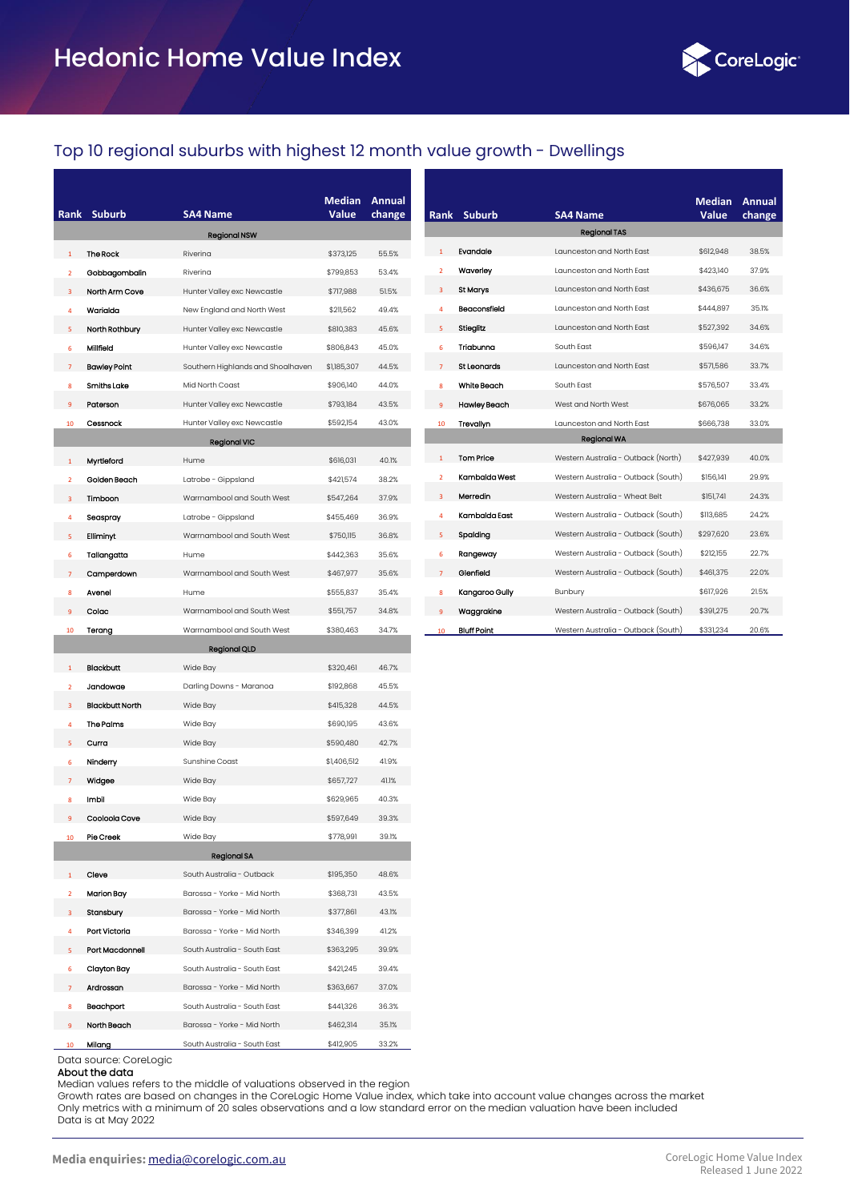# Hedonic Home Value Index

## Top 10 regional suburbs with highest 12 month value growth - Dwellings

| Rank | Suburb | SA4 Name | Median Value | Annual change |
|---|---|---|---|---|
| | | **Regional NSW** | | |
| 1 | The Rock | Riverina | $373,125 | 55.5% |
| 2 | Gobbagombalin | Riverina | $799,853 | 53.4% |
| 3 | North Arm Cove | Hunter Valley exc Newcastle | $717,988 | 51.5% |
| 4 | Warialda | New England and North West | $211,562 | 49.4% |
| 5 | North Rothbury | Hunter Valley exc Newcastle | $810,383 | 45.6% |
| 6 | Millfield | Hunter Valley exc Newcastle | $806,843 | 45.0% |
| 7 | Bawley Point | Southern Highlands and Shoalhaven | $1,185,307 | 44.5% |
| 8 | Smiths Lake | Mid North Coast | $906,140 | 44.0% |
| 9 | Paterson | Hunter Valley exc Newcastle | $793,184 | 43.5% |
| 10 | Cessnock | Hunter Valley exc Newcastle | $592,154 | 43.0% |
| | | **Regional VIC** | | |
| 1 | Myrtleford | Hume | $616,031 | 40.1% |
| 2 | Golden Beach | Latrobe - Gippsland | $421,574 | 38.2% |
| 3 | Timboon | Warrnambool and South West | $547,264 | 37.9% |
| 4 | Seaspray | Latrobe - Gippsland | $455,469 | 36.9% |
| 5 | Elliminyt | Warrnambool and South West | $750,115 | 36.8% |
| 6 | Tallangatta | Hume | $442,363 | 35.6% |
| 7 | Camperdown | Warrnambool and South West | $467,977 | 35.6% |
| 8 | Avenel | Hume | $555,837 | 35.4% |
| 9 | Colac | Warrnambool and South West | $551,757 | 34.8% |
| 10 | Terang | Warrnambool and South West | $380,463 | 34.7% |
| | | **Regional QLD** | | |
| 1 | Blackbutt | Wide Bay | $320,461 | 46.7% |
| 2 | Jandowae | Darling Downs - Maranoa | $192,868 | 45.5% |
| 3 | Blackbutt North | Wide Bay | $415,328 | 44.5% |
| 4 | The Palms | Wide Bay | $690,195 | 43.6% |
| 5 | Curra | Wide Bay | $590,480 | 42.7% |
| 6 | Ninderry | Sunshine Coast | $1,406,512 | 41.9% |
| 7 | Widgee | Wide Bay | $657,727 | 41.1% |
| 8 | Imbil | Wide Bay | $629,965 | 40.3% |
| 9 | Cooloola Cove | Wide Bay | $597,649 | 39.3% |
| 10 | Pie Creek | Wide Bay | $778,991 | 39.1% |
| | | **Regional SA** | | |
| 1 | Cleve | South Australia - Outback | $195,350 | 48.6% |
| 2 | Marion Bay | Barossa - Yorke - Mid North | $368,731 | 43.5% |
| 3 | Stansbury | Barossa - Yorke - Mid North | $377,861 | 43.1% |
| 4 | Port Victoria | Barossa - Yorke - Mid North | $346,399 | 41.2% |
| 5 | Port Macdonnell | South Australia - South East | $363,295 | 39.9% |
| 6 | Clayton Bay | South Australia - South East | $421,245 | 39.4% |
| 7 | Ardrossan | Barossa - Yorke - Mid North | $363,667 | 37.0% |
| 8 | Beachport | South Australia - South East | $441,326 | 36.3% |
| 9 | North Beach | Barossa - Yorke - Mid North | $462,314 | 35.1% |
| 10 | Milang | South Australia - South East | $412,905 | 33.2% |

| Rank | Suburb | SA4 Name | Median Value | Annual change |
|---|---|---|---|---|
| | | **Regional TAS** | | |
| 1 | Evandale | Launceston and North East | $612,948 | 38.5% |
| 2 | Waverley | Launceston and North East | $423,140 | 37.9% |
| 3 | St Marys | Launceston and North East | $436,675 | 36.6% |
| 4 | Beaconsfield | Launceston and North East | $444,897 | 35.1% |
| 5 | Stieglitz | Launceston and North East | $527,392 | 34.6% |
| 6 | Triabunna | South East | $596,147 | 34.6% |
| 7 | St Leonards | Launceston and North East | $571,586 | 33.7% |
| 8 | White Beach | South East | $576,507 | 33.4% |
| 9 | Hawley Beach | West and North West | $676,065 | 33.2% |
| 10 | Trevallyn | Launceston and North East | $666,738 | 33.0% |
| | | **Regional WA** | | |
| 1 | Tom Price | Western Australia - Outback (North) | $427,939 | 40.0% |
| 2 | Kambalda West | Western Australia - Outback (South) | $156,141 | 29.9% |
| 3 | Merredin | Western Australia - Wheat Belt | $151,741 | 24.3% |
| 4 | Kambalda East | Western Australia - Outback (South) | $113,685 | 24.2% |
| 5 | Spalding | Western Australia - Outback (South) | $297,620 | 23.6% |
| 6 | Rangeway | Western Australia - Outback (South) | $212,155 | 22.7% |
| 7 | Glenfield | Western Australia - Outback (South) | $461,375 | 22.0% |
| 8 | Kangaroo Gully | Bunbury | $617,926 | 21.5% |
| 9 | Waggrakine | Western Australia - Outback (South) | $391,275 | 20.7% |
| 10 | Bluff Point | Western Australia - Outback (South) | $331,234 | 20.6% |

Data source: CoreLogic

**About the data**

Median values refers to the middle of valuations observed in the region

Growth rates are based on changes in the CoreLogic Home Value index, which take into account value changes across the market

Only metrics with a minimum of 20 sales observations and a low standard error on the median valuation have been included

Data is at May 2022

**Media enquiries:** media@corelogic.com.au

CoreLogic Home Value Index
Released 1 June 2022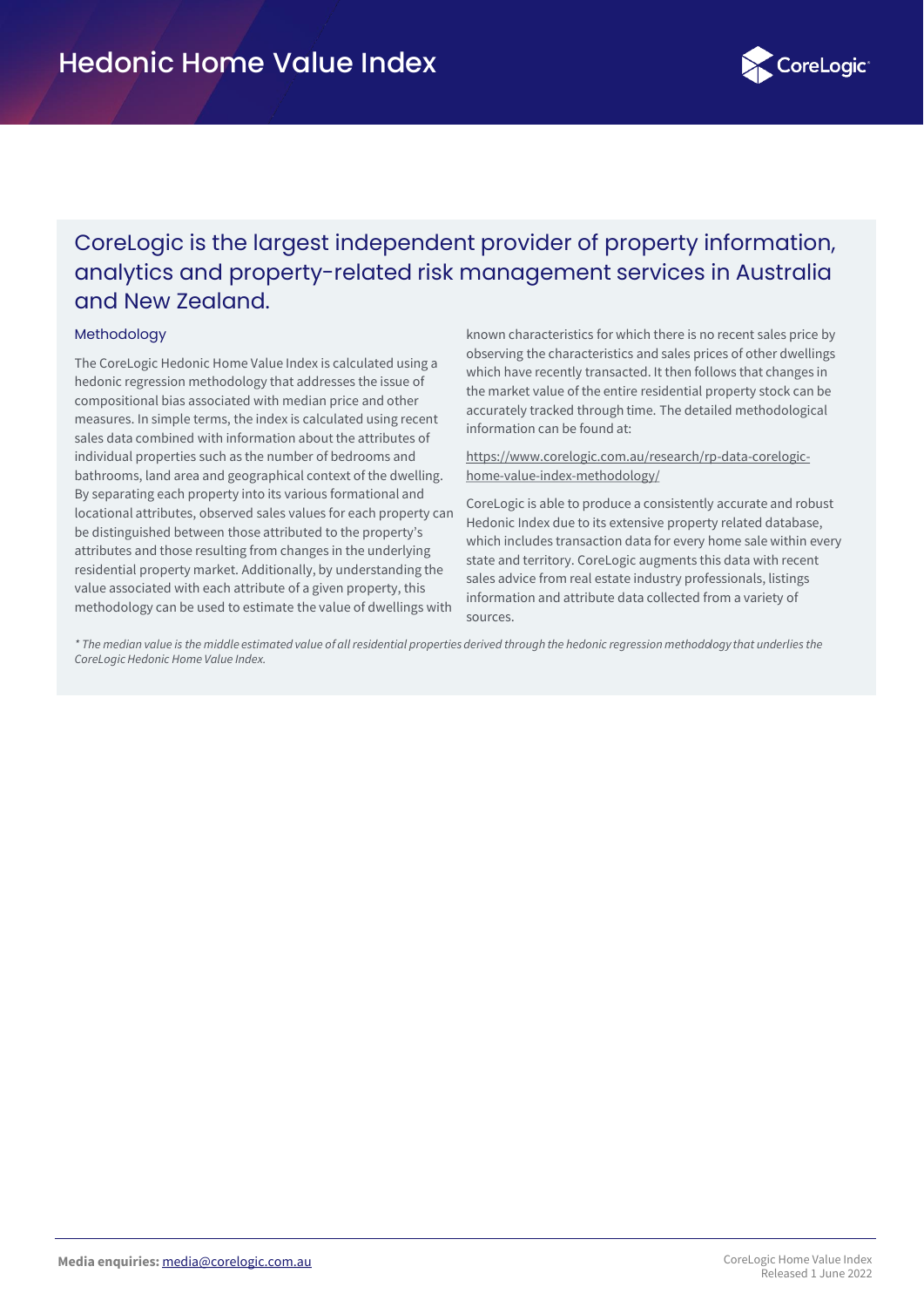## CoreLogic is the largest independent provider of property information, analytics and property-related risk management services in Australia and New Zealand.

### Methodology

The CoreLogic Hedonic Home Value Index is calculated using a hedonic regression methodology that addresses the issue of compositional bias associated with median price and other measures. In simple terms, the index is calculated using recent sales data combined with information about the attributes of individual properties such as the number of bedrooms and bathrooms, land area and geographical context of the dwelling. By separating each property into its various formational and locational attributes, observed sales values for each property can be distinguished between those attributed to the property's attributes and those resulting from changes in the underlying residential property market. Additionally, by understanding the value associated with each attribute of a given property, this methodology can be used to estimate the value of dwellings with known characteristics for which there is no recent sales price by observing the characteristics and sales prices of other dwellings which have recently transacted. It then follows that changes in the market value of the entire residential property stock can be accurately tracked through time. The detailed methodological information can be found at:

https://www.corelogic.com.au/research/rp-data-corelogic-home-value-index-methodology/

CoreLogic is able to produce a consistently accurate and robust Hedonic Index due to its extensive property related database, which includes transaction data for every home sale within every state and territory. CoreLogic augments this data with recent sales advice from real estate industry professionals, listings information and attribute data collected from a variety of sources.

*\* The median value is the middle estimated value of all residential properties derived through the hedonic regression methodology that underlies the CoreLogic Hedonic Home Value Index.*

**Media enquiries:** media@corelogic.com.au